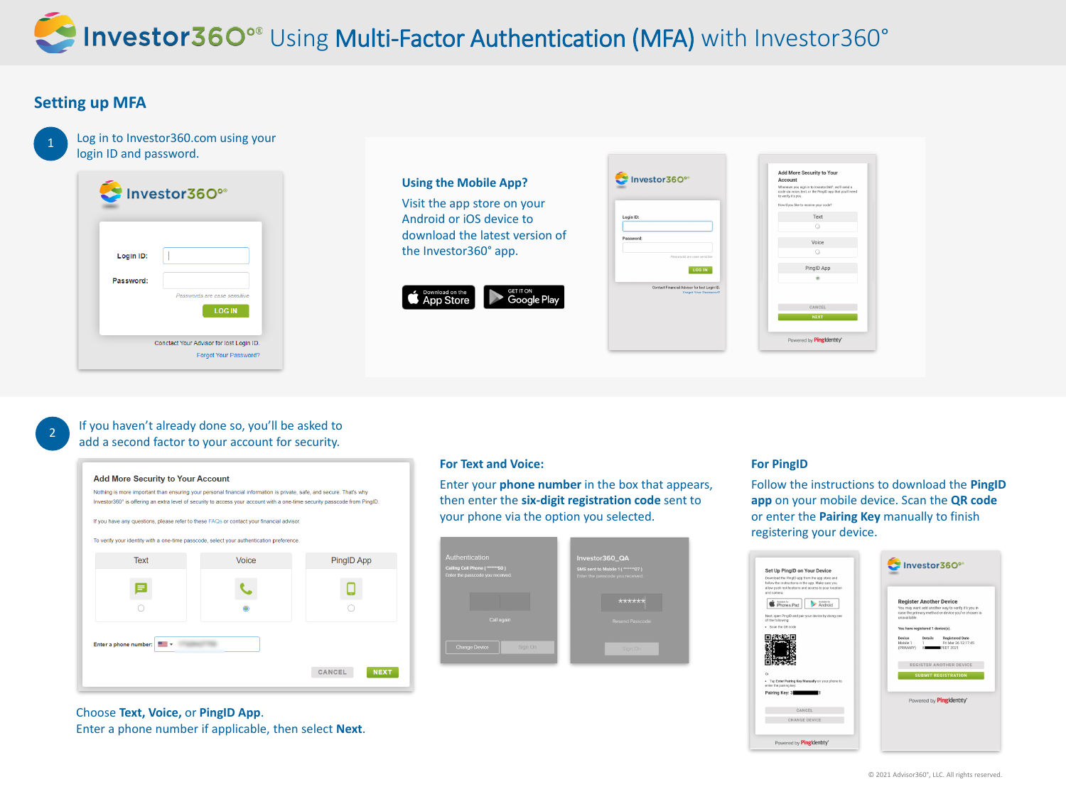# Investor360° Using Multi-Factor Authentication (MFA) with Investor360°

## Setting up MFA

**1** Log in to Investor360.com using your login ID and password.

### Using the Mobile App?

Visit the app store on your Android or iOS device to download the latest version of the Investor360° app.

**2** If you haven't already done so, you'll be asked to add a second factor to your account for security.

Choose **Text, Voice,** or **PingID App**.
Enter a phone number if applicable, then select **Next**.

### For Text and Voice:

Enter your **phone number** in the box that appears, then enter the **six-digit registration code** sent to your phone via the option you selected.

### For PingID

Follow the instructions to download the **PingID app** on your mobile device. Scan the **QR code** or enter the **Pairing Key** manually to finish registering your device.

© 2021 Advisor360°, LLC. All rights reserved.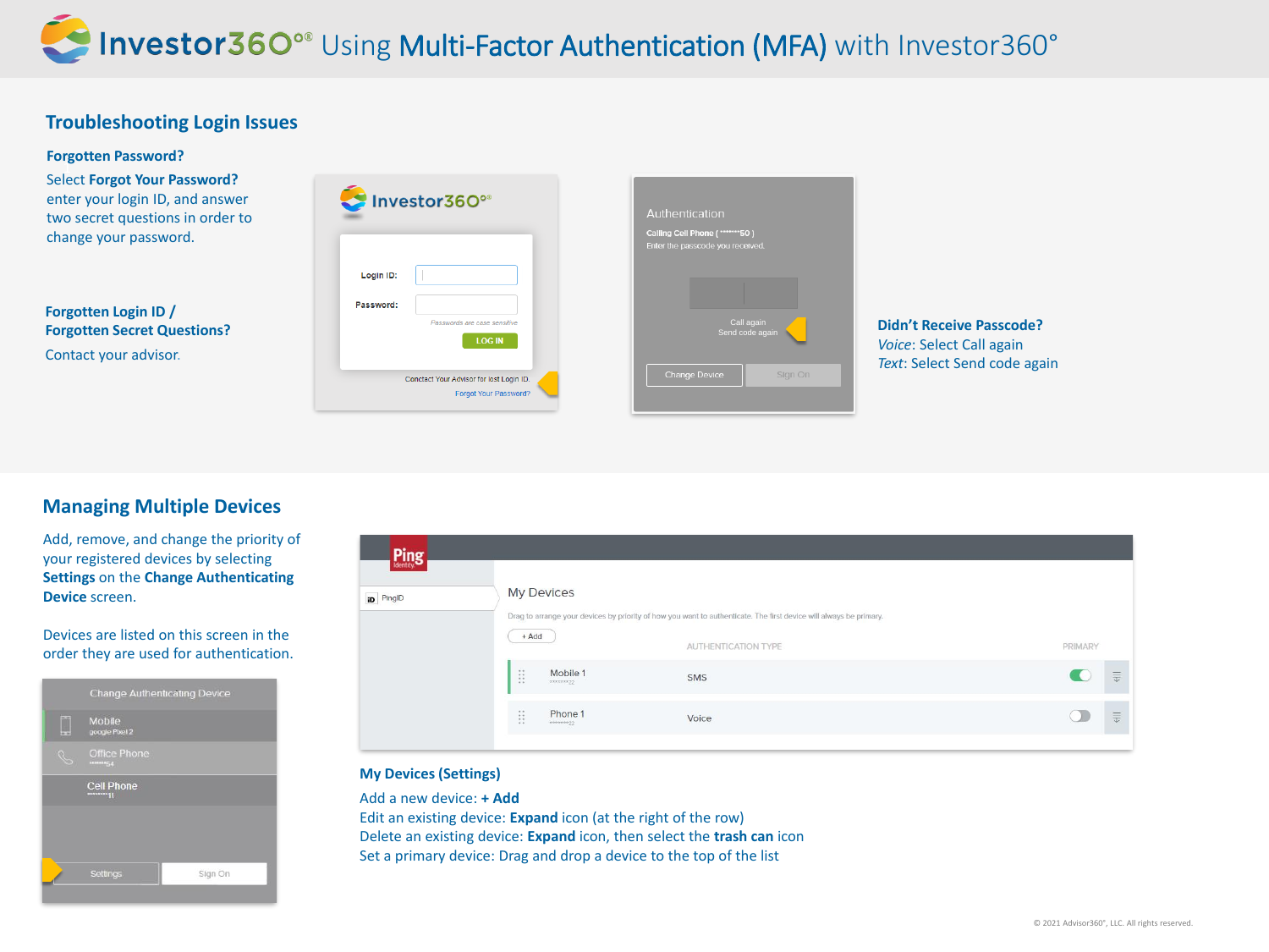# Using Multi-Factor Authentication (MFA) with Investor360°

## Troubleshooting Login Issues

### Forgotten Password?

Select **Forgot Your Password?** enter your login ID, and answer two secret questions in order to change your password.

### Forgotten Login ID / Forgotten Secret Questions?

Contact your advisor.

### Didn't Receive Passcode?

*Voice*: Select Call again
*Text*: Select Send code again

## Managing Multiple Devices

Add, remove, and change the priority of your registered devices by selecting **Settings** on the **Change Authenticating Device** screen.

Devices are listed on this screen in the order they are used for authentication.

### My Devices (Settings)

Add a new device: **+ Add**
Edit an existing device: **Expand** icon (at the right of the row)
Delete an existing device: **Expand** icon, then select the **trash can** icon
Set a primary device: Drag and drop a device to the top of the list

© 2021 Advisor360°, LLC. All rights reserved.